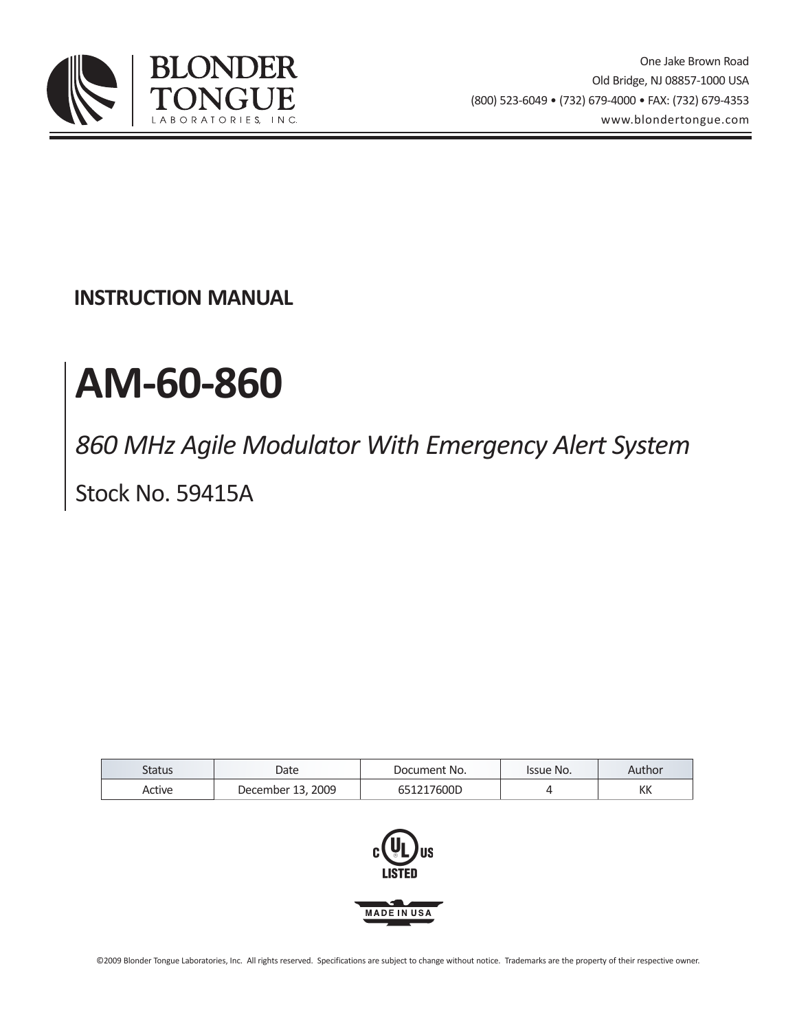BLONDER TONGUE LABORATORIES, INC.

One Jake Brown Road
Old Bridge, NJ 08857-1000 USA
(800) 523-6049 • (732) 679-4000 • FAX: (732) 679-4353
www.blondertongue.com

**INSTRUCTION MANUAL**

# AM-60-860

*860 MHz Agile Modulator With Emergency Alert System*

Stock No. 59415A

| Status | Date | Document No. | Issue No. | Author |
|---|---|---|---|---|
| Active | December 13, 2009 | 651217600D | 4 | KK |

C UL US LISTED

MADE IN USA

©2009 Blonder Tongue Laboratories, Inc. All rights reserved. Specifications are subject to change without notice. Trademarks are the property of their respective owner.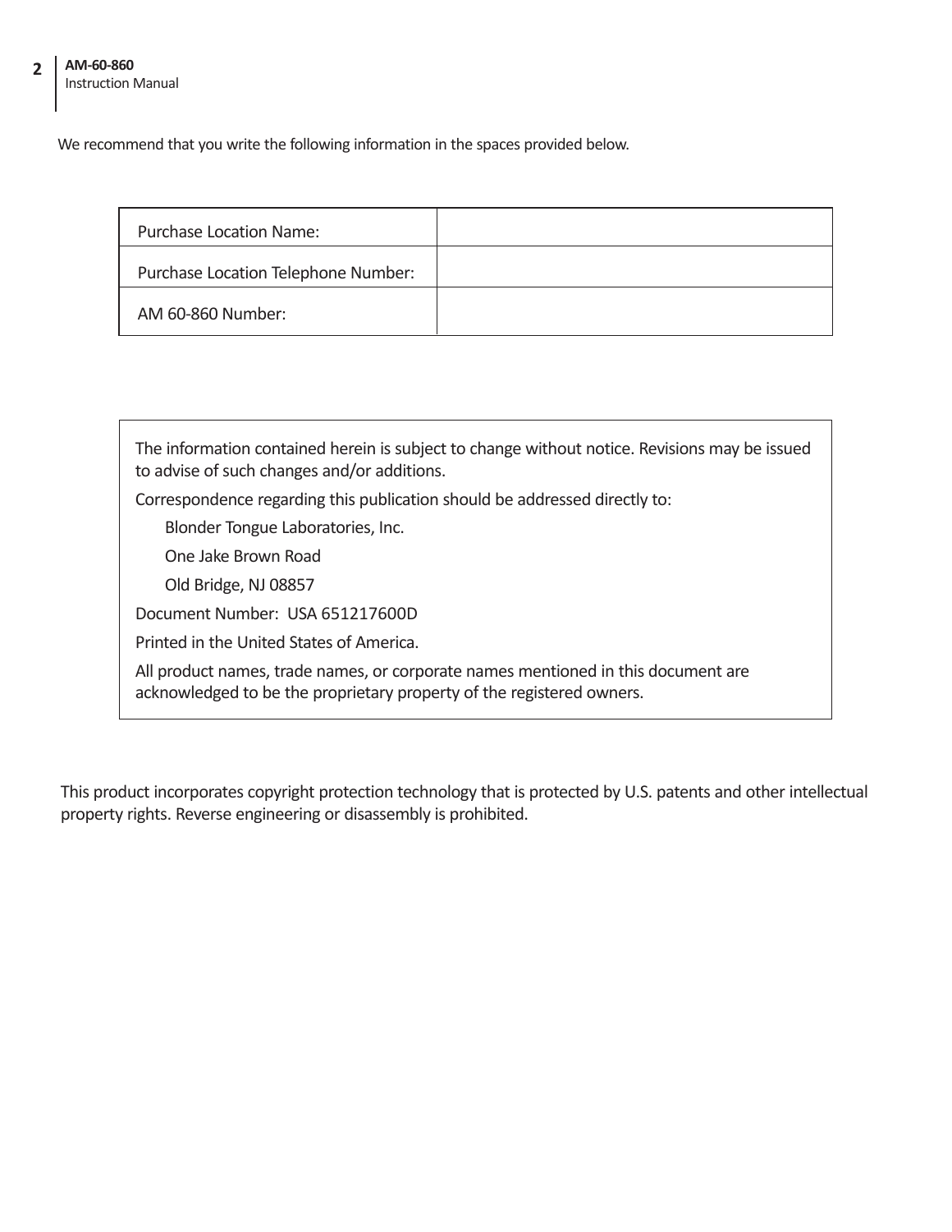We recommend that you write the following information in the spaces provided below.

| Purchase Location Name: | |
|---|---|
| Purchase Location Telephone Number: | |
| AM 60-860 Number: | |

The information contained herein is subject to change without notice. Revisions may be issued to advise of such changes and/or additions.

Correspondence regarding this publication should be addressed directly to:

Blonder Tongue Laboratories, Inc.

One Jake Brown Road

Old Bridge, NJ 08857

Document Number: USA 651217600D

Printed in the United States of America.

All product names, trade names, or corporate names mentioned in this document are acknowledged to be the proprietary property of the registered owners.

This product incorporates copyright protection technology that is protected by U.S. patents and other intellectual property rights. Reverse engineering or disassembly is prohibited.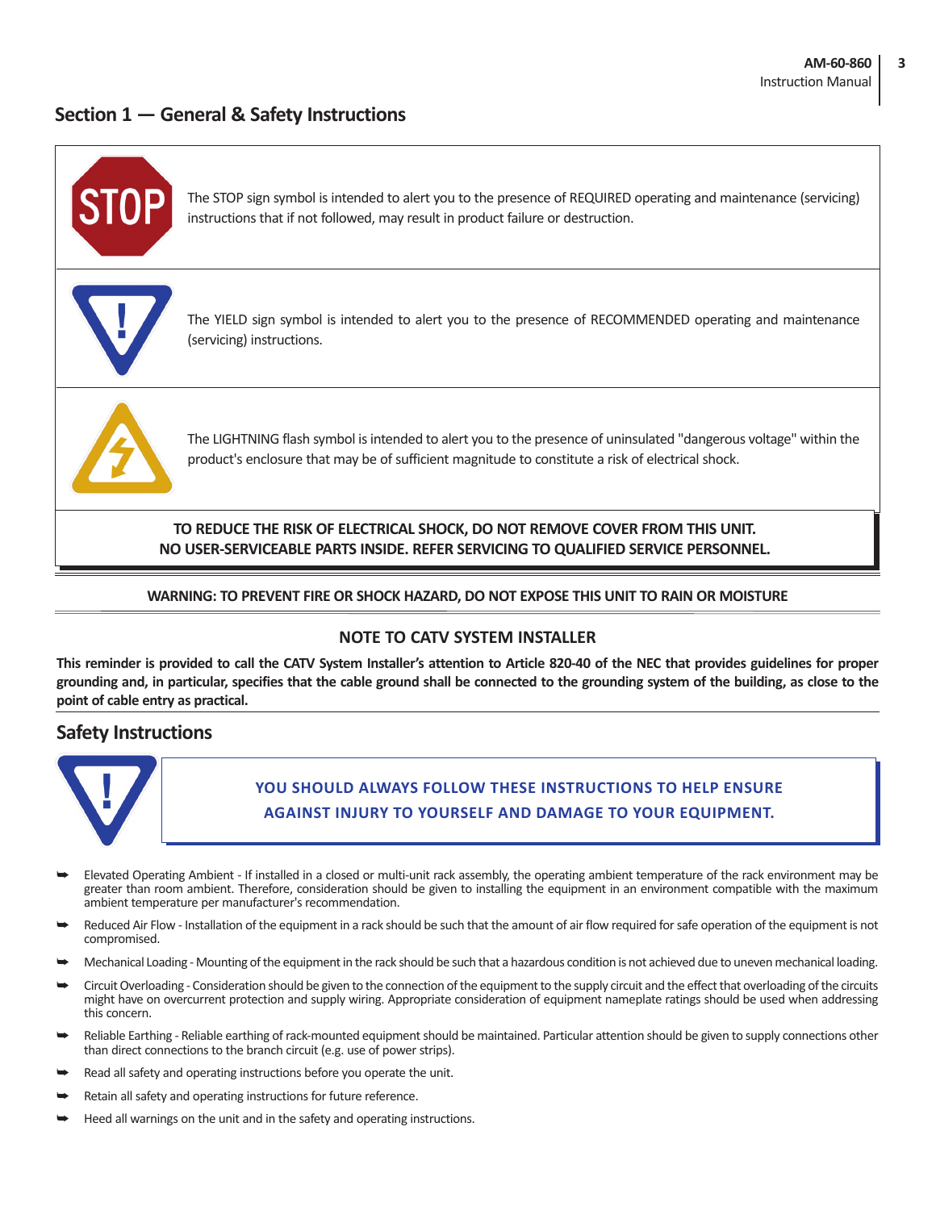## Section 1 — General & Safety Instructions

The STOP sign symbol is intended to alert you to the presence of REQUIRED operating and maintenance (servicing) instructions that if not followed, may result in product failure or destruction.

The YIELD sign symbol is intended to alert you to the presence of RECOMMENDED operating and maintenance (servicing) instructions.

The LIGHTNING flash symbol is intended to alert you to the presence of uninsulated "dangerous voltage" within the product's enclosure that may be of sufficient magnitude to constitute a risk of electrical shock.

**TO REDUCE THE RISK OF ELECTRICAL SHOCK, DO NOT REMOVE COVER FROM THIS UNIT.
NO USER-SERVICEABLE PARTS INSIDE. REFER SERVICING TO QUALIFIED SERVICE PERSONNEL.**

**WARNING: TO PREVENT FIRE OR SHOCK HAZARD, DO NOT EXPOSE THIS UNIT TO RAIN OR MOISTURE**

### NOTE TO CATV SYSTEM INSTALLER

**This reminder is provided to call the CATV System Installer's attention to Article 820-40 of the NEC that provides guidelines for proper grounding and, in particular, specifies that the cable ground shall be connected to the grounding system of the building, as close to the point of cable entry as practical.**

## Safety Instructions

**YOU SHOULD ALWAYS FOLLOW THESE INSTRUCTIONS TO HELP ENSURE AGAINST INJURY TO YOURSELF AND DAMAGE TO YOUR EQUIPMENT.**

- Elevated Operating Ambient - If installed in a closed or multi-unit rack assembly, the operating ambient temperature of the rack environment may be greater than room ambient. Therefore, consideration should be given to installing the equipment in an environment compatible with the maximum ambient temperature per manufacturer's recommendation.
- Reduced Air Flow - Installation of the equipment in a rack should be such that the amount of air flow required for safe operation of the equipment is not compromised.
- Mechanical Loading - Mounting of the equipment in the rack should be such that a hazardous condition is not achieved due to uneven mechanical loading.
- Circuit Overloading - Consideration should be given to the connection of the equipment to the supply circuit and the effect that overloading of the circuits might have on overcurrent protection and supply wiring. Appropriate consideration of equipment nameplate ratings should be used when addressing this concern.
- Reliable Earthing - Reliable earthing of rack-mounted equipment should be maintained. Particular attention should be given to supply connections other than direct connections to the branch circuit (e.g. use of power strips).
- Read all safety and operating instructions before you operate the unit.
- Retain all safety and operating instructions for future reference.
- Heed all warnings on the unit and in the safety and operating instructions.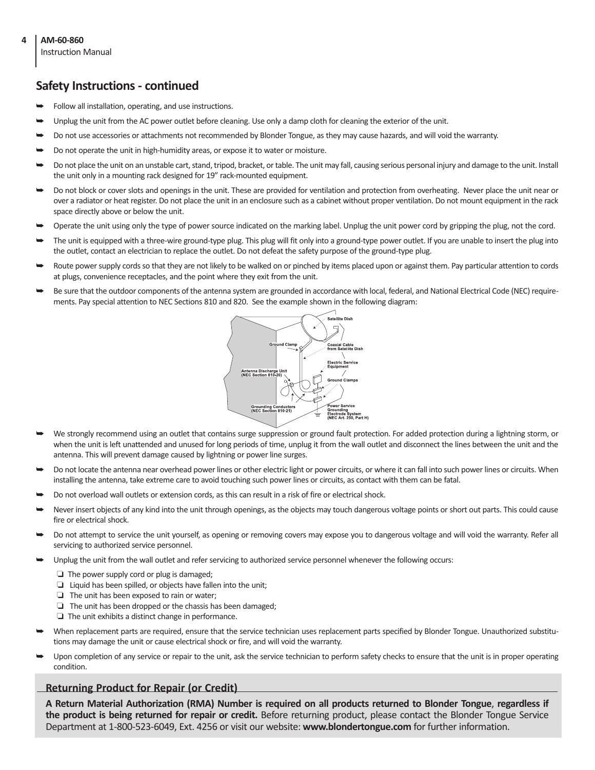## Safety Instructions - continued

- Follow all installation, operating, and use instructions.
- Unplug the unit from the AC power outlet before cleaning. Use only a damp cloth for cleaning the exterior of the unit.
- Do not use accessories or attachments not recommended by Blonder Tongue, as they may cause hazards, and will void the warranty.
- Do not operate the unit in high-humidity areas, or expose it to water or moisture.
- Do not place the unit on an unstable cart, stand, tripod, bracket, or table. The unit may fall, causing serious personal injury and damage to the unit. Install the unit only in a mounting rack designed for 19" rack-mounted equipment.
- Do not block or cover slots and openings in the unit. These are provided for ventilation and protection from overheating. Never place the unit near or over a radiator or heat register. Do not place the unit in an enclosure such as a cabinet without proper ventilation. Do not mount equipment in the rack space directly above or below the unit.
- Operate the unit using only the type of power source indicated on the marking label. Unplug the unit power cord by gripping the plug, not the cord.
- The unit is equipped with a three-wire ground-type plug. This plug will fit only into a ground-type power outlet. If you are unable to insert the plug into the outlet, contact an electrician to replace the outlet. Do not defeat the safety purpose of the ground-type plug.
- Route power supply cords so that they are not likely to be walked on or pinched by items placed upon or against them. Pay particular attention to cords at plugs, convenience receptacles, and the point where they exit from the unit.
- Be sure that the outdoor components of the antenna system are grounded in accordance with local, federal, and National Electrical Code (NEC) requirements. Pay special attention to NEC Sections 810 and 820. See the example shown in the following diagram:

Satellite Dish
Ground Clamp
Coaxial Cable from Satellite Dish
Electric Service Equipment
Antenna Discharge Unit (NEC Section 810-20)
Ground Clamps
Grounding Conductors (NEC Section 810-21)
Power Service Grounding Electrode System (NEC Art. 250, Part H)

- We strongly recommend using an outlet that contains surge suppression or ground fault protection. For added protection during a lightning storm, or when the unit is left unattended and unused for long periods of time, unplug it from the wall outlet and disconnect the lines between the unit and the antenna. This will prevent damage caused by lightning or power line surges.
- Do not locate the antenna near overhead power lines or other electric light or power circuits, or where it can fall into such power lines or circuits. When installing the antenna, take extreme care to avoid touching such power lines or circuits, as contact with them can be fatal.
- Do not overload wall outlets or extension cords, as this can result in a risk of fire or electrical shock.
- Never insert objects of any kind into the unit through openings, as the objects may touch dangerous voltage points or short out parts. This could cause fire or electrical shock.
- Do not attempt to service the unit yourself, as opening or removing covers may expose you to dangerous voltage and will void the warranty. Refer all servicing to authorized service personnel.
- Unplug the unit from the wall outlet and refer servicing to authorized service personnel whenever the following occurs:
  - The power supply cord or plug is damaged;
  - Liquid has been spilled, or objects have fallen into the unit;
  - The unit has been exposed to rain or water;
  - The unit has been dropped or the chassis has been damaged;
  - The unit exhibits a distinct change in performance.
- When replacement parts are required, ensure that the service technician uses replacement parts specified by Blonder Tongue. Unauthorized substitutions may damage the unit or cause electrical shock or fire, and will void the warranty.
- Upon completion of any service or repair to the unit, ask the service technician to perform safety checks to ensure that the unit is in proper operating condition.

### Returning Product for Repair (or Credit)

**A Return Material Authorization (RMA) Number is required on all products returned to Blonder Tongue, regardless if the product is being returned for repair or credit.** Before returning product, please contact the Blonder Tongue Service Department at 1-800-523-6049, Ext. 4256 or visit our website: **www.blondertongue.com** for further information.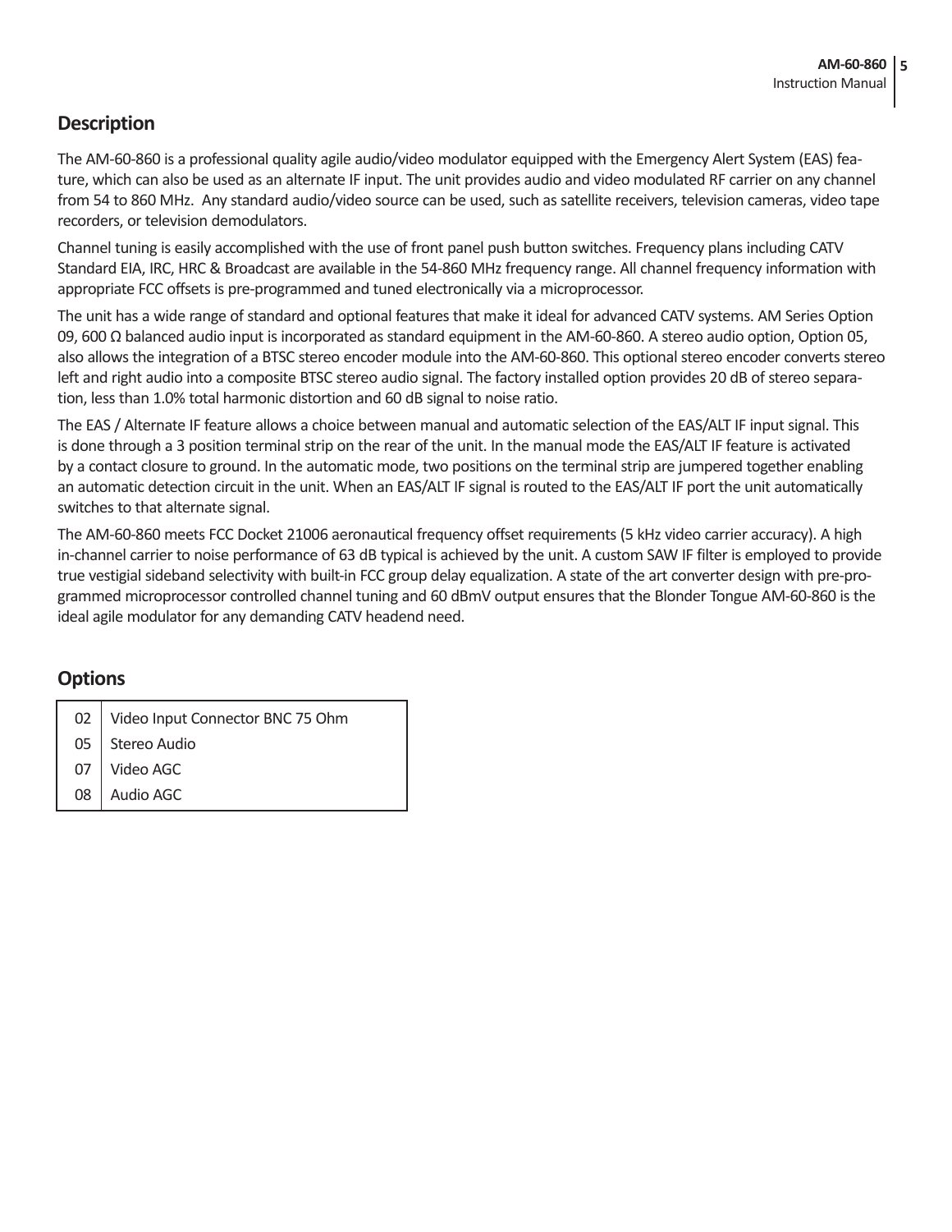## Description

The AM-60-860 is a professional quality agile audio/video modulator equipped with the Emergency Alert System (EAS) feature, which can also be used as an alternate IF input. The unit provides audio and video modulated RF carrier on any channel from 54 to 860 MHz. Any standard audio/video source can be used, such as satellite receivers, television cameras, video tape recorders, or television demodulators.

Channel tuning is easily accomplished with the use of front panel push button switches. Frequency plans including CATV Standard EIA, IRC, HRC & Broadcast are available in the 54-860 MHz frequency range. All channel frequency information with appropriate FCC offsets is pre-programmed and tuned electronically via a microprocessor.

The unit has a wide range of standard and optional features that make it ideal for advanced CATV systems. AM Series Option 09, 600 Ω balanced audio input is incorporated as standard equipment in the AM-60-860. A stereo audio option, Option 05, also allows the integration of a BTSC stereo encoder module into the AM-60-860. This optional stereo encoder converts stereo left and right audio into a composite BTSC stereo audio signal. The factory installed option provides 20 dB of stereo separation, less than 1.0% total harmonic distortion and 60 dB signal to noise ratio.

The EAS / Alternate IF feature allows a choice between manual and automatic selection of the EAS/ALT IF input signal. This is done through a 3 position terminal strip on the rear of the unit. In the manual mode the EAS/ALT IF feature is activated by a contact closure to ground. In the automatic mode, two positions on the terminal strip are jumpered together enabling an automatic detection circuit in the unit. When an EAS/ALT IF signal is routed to the EAS/ALT IF port the unit automatically switches to that alternate signal.

The AM-60-860 meets FCC Docket 21006 aeronautical frequency offset requirements (5 kHz video carrier accuracy). A high in-channel carrier to noise performance of 63 dB typical is achieved by the unit. A custom SAW IF filter is employed to provide true vestigial sideband selectivity with built-in FCC group delay equalization. A state of the art converter design with pre-programmed microprocessor controlled channel tuning and 60 dBmV output ensures that the Blonder Tongue AM-60-860 is the ideal agile modulator for any demanding CATV headend need.

## Options

| | |
|---|---|
| 02 | Video Input Connector BNC 75 Ohm |
| 05 | Stereo Audio |
| 07 | Video AGC |
| 08 | Audio AGC |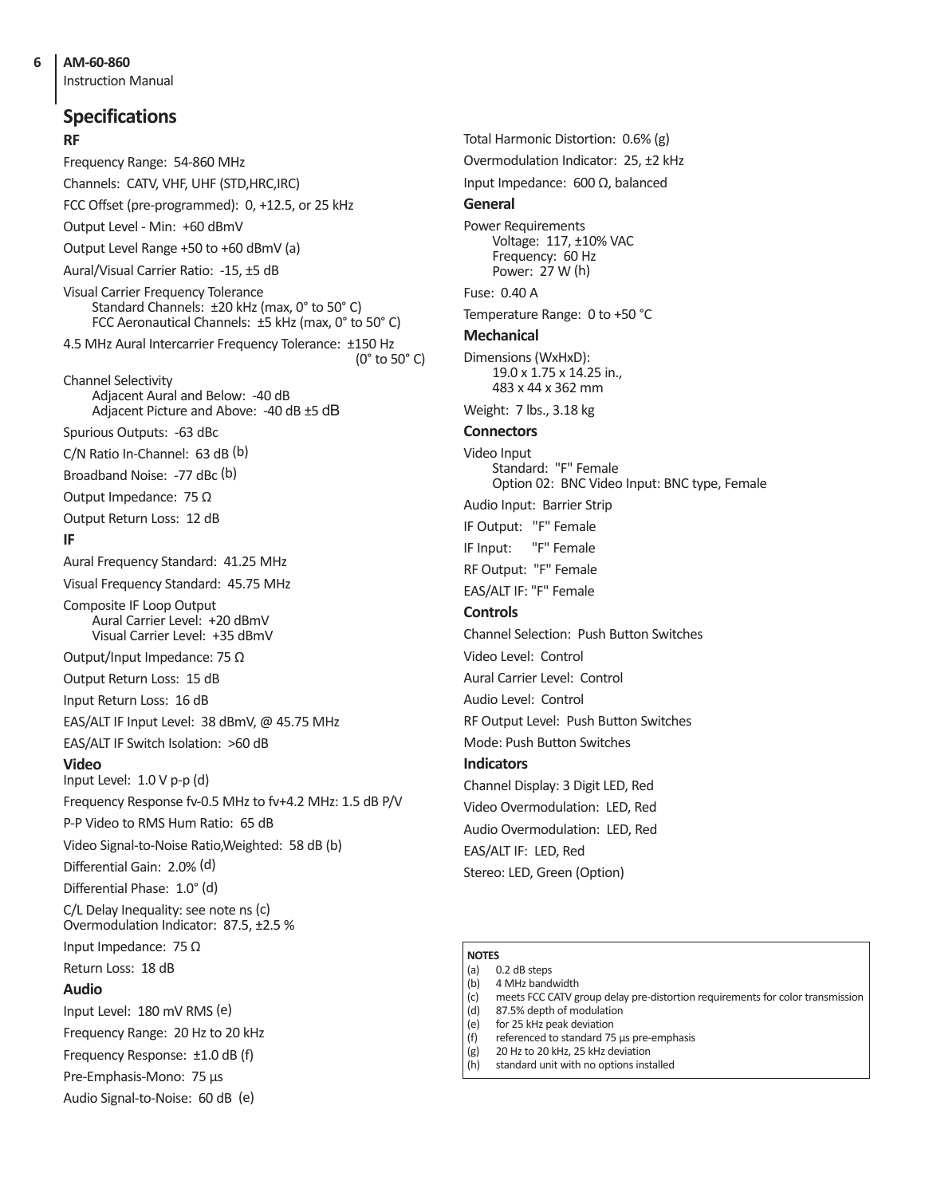## Specifications

### RF

Frequency Range: 54-860 MHz

Channels: CATV, VHF, UHF (STD,HRC,IRC)

FCC Offset (pre-programmed): 0, +12.5, or 25 kHz

Output Level - Min: +60 dBmV

Output Level Range +50 to +60 dBmV (a)

Aural/Visual Carrier Ratio: -15, ±5 dB

Visual Carrier Frequency Tolerance
- Standard Channels: ±20 kHz (max, 0° to 50° C)
- FCC Aeronautical Channels: ±5 kHz (max, 0° to 50° C)

4.5 MHz Aural Intercarrier Frequency Tolerance: ±150 Hz (0° to 50° C)

Channel Selectivity
- Adjacent Aural and Below: -40 dB
- Adjacent Picture and Above: -40 dB ±5 dB

Spurious Outputs: -63 dBc

C/N Ratio In-Channel: 63 dB (b)

Broadband Noise: -77 dBc (b)

Output Impedance: 75 Ω

Output Return Loss: 12 dB

### IF

Aural Frequency Standard: 41.25 MHz

Visual Frequency Standard: 45.75 MHz

Composite IF Loop Output
- Aural Carrier Level: +20 dBmV
- Visual Carrier Level: +35 dBmV

Output/Input Impedance: 75 Ω

Output Return Loss: 15 dB

Input Return Loss: 16 dB

EAS/ALT IF Input Level: 38 dBmV, @ 45.75 MHz

EAS/ALT IF Switch Isolation: >60 dB

### Video

Input Level: 1.0 V p-p (d)

Frequency Response fv-0.5 MHz to fv+4.2 MHz: 1.5 dB P/V

P-P Video to RMS Hum Ratio: 65 dB

Video Signal-to-Noise Ratio,Weighted: 58 dB (b)

Differential Gain: 2.0% (d)

Differential Phase: 1.0° (d)

C/L Delay Inequality: see note ns (c)

Overmodulation Indicator: 87.5, ±2.5 %

Input Impedance: 75 Ω

Return Loss: 18 dB

### Audio

Input Level: 180 mV RMS (e)

Frequency Range: 20 Hz to 20 kHz

Frequency Response: ±1.0 dB (f)

Pre-Emphasis-Mono: 75 µs

Audio Signal-to-Noise: 60 dB (e)

Total Harmonic Distortion: 0.6% (g)

Overmodulation Indicator: 25, ±2 kHz

Input Impedance: 600 Ω, balanced

### General

Power Requirements
- Voltage: 117, ±10% VAC
- Frequency: 60 Hz
- Power: 27 W (h)

Fuse: 0.40 A

Temperature Range: 0 to +50 °C

### Mechanical

Dimensions (WxHxD):
- 19.0 x 1.75 x 14.25 in.,
- 483 x 44 x 362 mm

Weight: 7 lbs., 3.18 kg

### Connectors

Video Input
- Standard: "F" Female
- Option 02: BNC Video Input: BNC type, Female

Audio Input: Barrier Strip

IF Output: "F" Female

IF Input: "F" Female

RF Output: "F" Female

EAS/ALT IF: "F" Female

### Controls

Channel Selection: Push Button Switches

Video Level: Control

Aural Carrier Level: Control

Audio Level: Control

RF Output Level: Push Button Switches

Mode: Push Button Switches

### Indicators

Channel Display: 3 Digit LED, Red

Video Overmodulation: LED, Red

Audio Overmodulation: LED, Red

EAS/ALT IF: LED, Red

Stereo: LED, Green (Option)

**NOTES**

(a) 0.2 dB steps
(b) 4 MHz bandwidth
(c) meets FCC CATV group delay pre-distortion requirements for color transmission
(d) 87.5% depth of modulation
(e) for 25 kHz peak deviation
(f) referenced to standard 75 µs pre-emphasis
(g) 20 Hz to 20 kHz, 25 kHz deviation
(h) standard unit with no options installed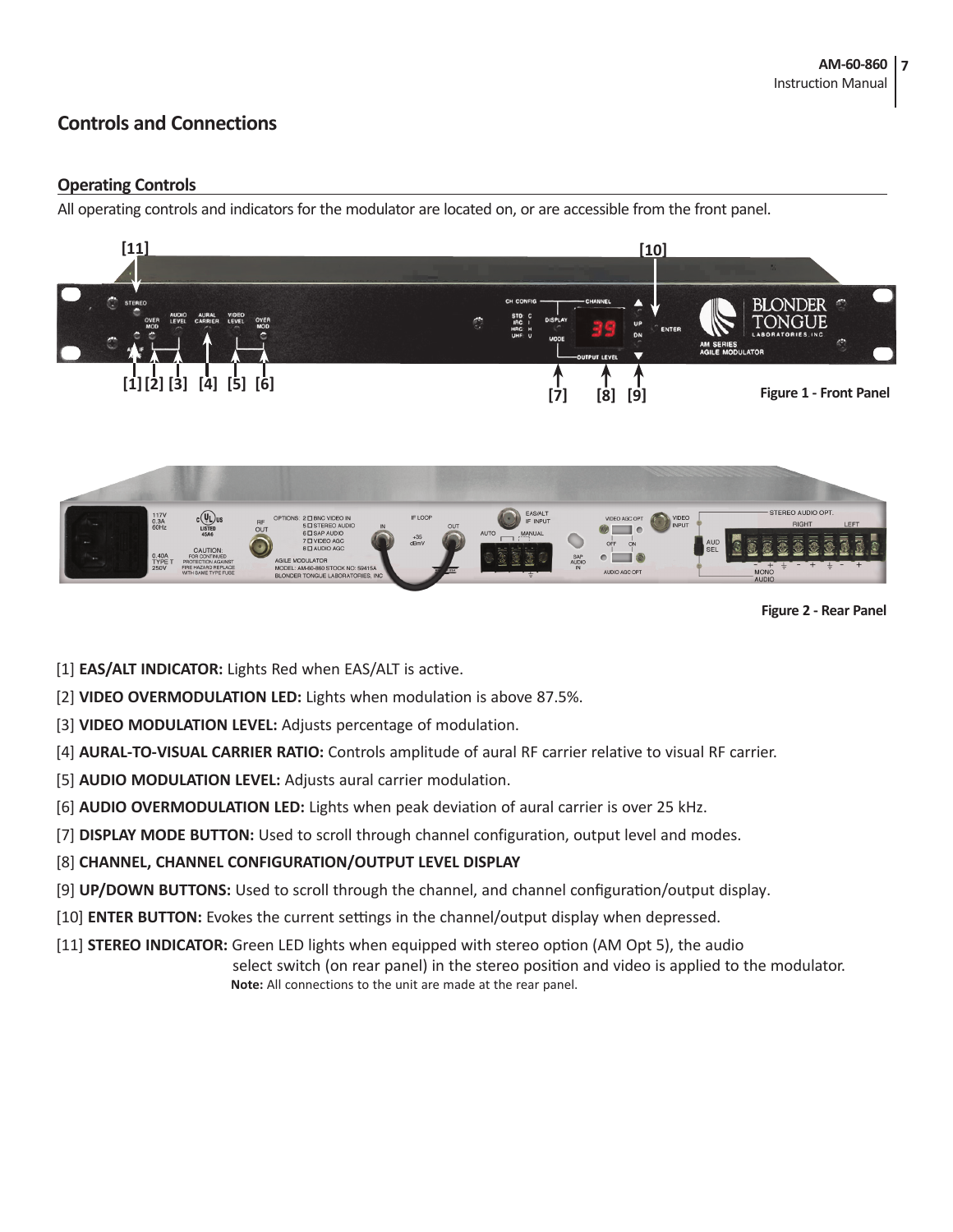## Controls and Connections

### Operating Controls

All operating controls and indicators for the modulator are located on, or are accessible from the front panel.

Figure 1 - Front Panel

Figure 2 - Rear Panel

[1] **EAS/ALT INDICATOR:** Lights Red when EAS/ALT is active.

[2] **VIDEO OVERMODULATION LED:** Lights when modulation is above 87.5%.

[3] **VIDEO MODULATION LEVEL:** Adjusts percentage of modulation.

[4] **AURAL-TO-VISUAL CARRIER RATIO:** Controls amplitude of aural RF carrier relative to visual RF carrier.

[5] **AUDIO MODULATION LEVEL:** Adjusts aural carrier modulation.

[6] **AUDIO OVERMODULATION LED:** Lights when peak deviation of aural carrier is over 25 kHz.

[7] **DISPLAY MODE BUTTON:** Used to scroll through channel configuration, output level and modes.

[8] **CHANNEL, CHANNEL CONFIGURATION/OUTPUT LEVEL DISPLAY**

[9] **UP/DOWN BUTTONS:** Used to scroll through the channel, and channel configuration/output display.

[10] **ENTER BUTTON:** Evokes the current settings in the channel/output display when depressed.

[11] **STEREO INDICATOR:** Green LED lights when equipped with stereo option (AM Opt 5), the audio select switch (on rear panel) in the stereo position and video is applied to the modulator.

**Note:** All connections to the unit are made at the rear panel.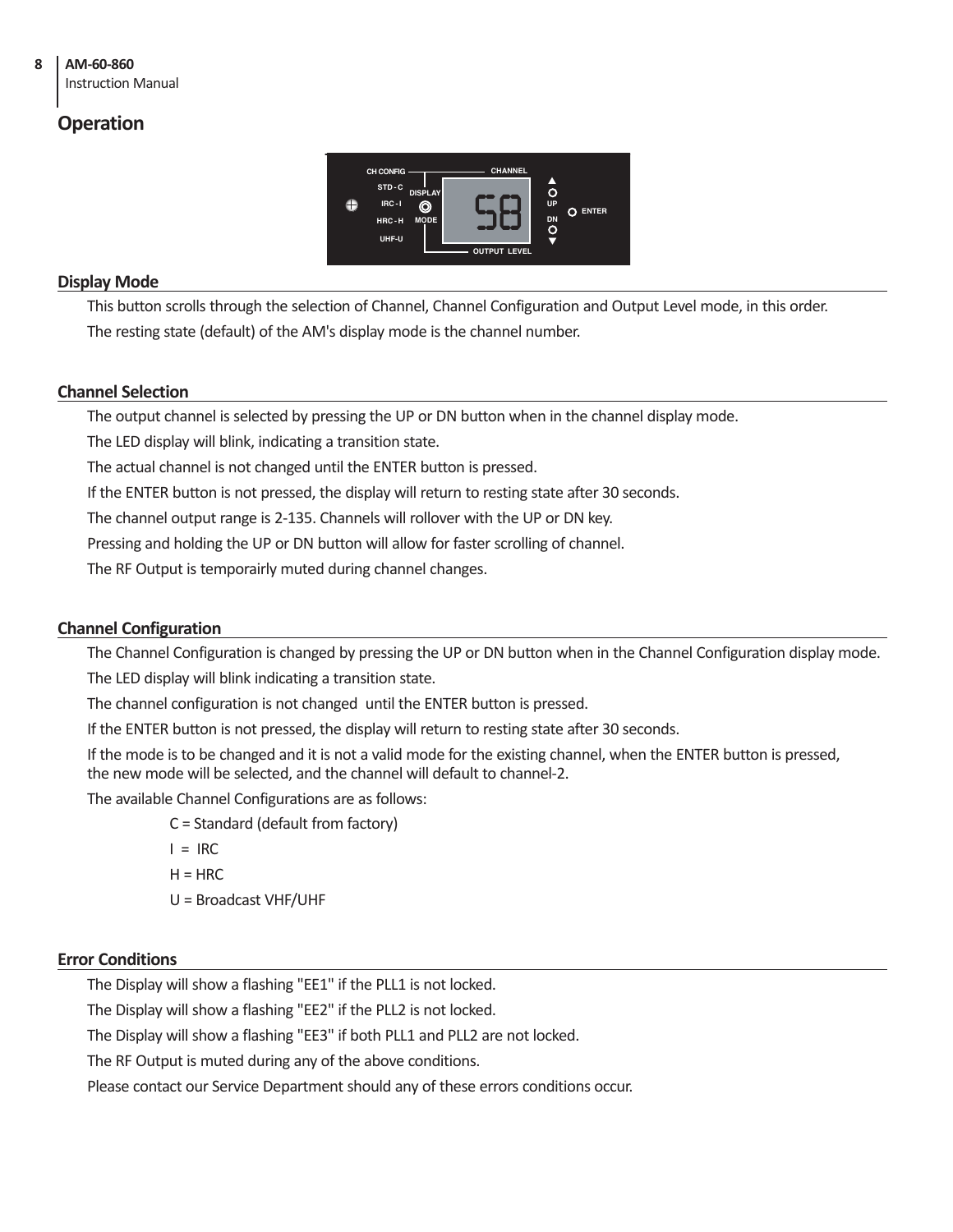# Operation

## Display Mode

This button scrolls through the selection of Channel, Channel Configuration and Output Level mode, in this order.

The resting state (default) of the AM's display mode is the channel number.

## Channel Selection

The output channel is selected by pressing the UP or DN button when in the channel display mode.

The LED display will blink, indicating a transition state.

The actual channel is not changed until the ENTER button is pressed.

If the ENTER button is not pressed, the display will return to resting state after 30 seconds.

The channel output range is 2-135. Channels will rollover with the UP or DN key.

Pressing and holding the UP or DN button will allow for faster scrolling of channel.

The RF Output is temporairly muted during channel changes.

## Channel Configuration

The Channel Configuration is changed by pressing the UP or DN button when in the Channel Configuration display mode.

The LED display will blink indicating a transition state.

The channel configuration is not changed until the ENTER button is pressed.

If the ENTER button is not pressed, the display will return to resting state after 30 seconds.

If the mode is to be changed and it is not a valid mode for the existing channel, when the ENTER button is pressed, the new mode will be selected, and the channel will default to channel-2.

The available Channel Configurations are as follows:

C = Standard (default from factory)

I = IRC

H = HRC

U = Broadcast VHF/UHF

## Error Conditions

The Display will show a flashing "EE1" if the PLL1 is not locked.

The Display will show a flashing "EE2" if the PLL2 is not locked.

The Display will show a flashing "EE3" if both PLL1 and PLL2 are not locked.

The RF Output is muted during any of the above conditions.

Please contact our Service Department should any of these errors conditions occur.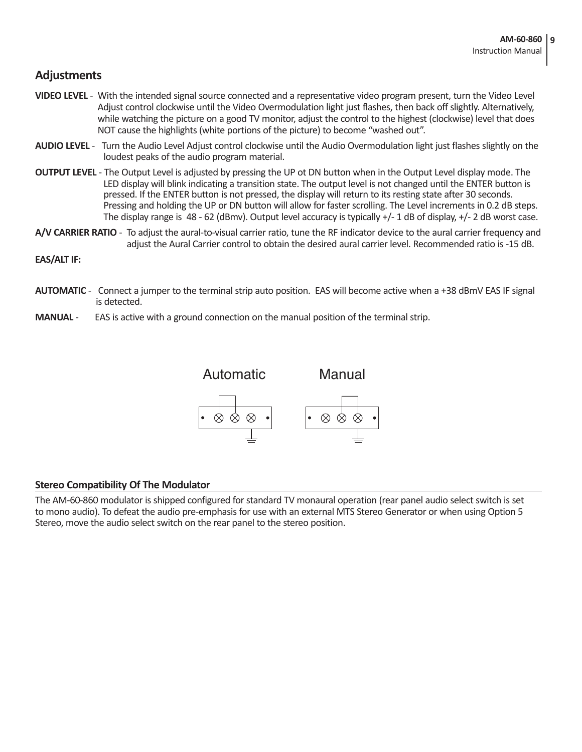## Adjustments

**VIDEO LEVEL** - With the intended signal source connected and a representative video program present, turn the Video Level Adjust control clockwise until the Video Overmodulation light just flashes, then back off slightly. Alternatively, while watching the picture on a good TV monitor, adjust the control to the highest (clockwise) level that does NOT cause the highlights (white portions of the picture) to become “washed out”.

**AUDIO LEVEL** - Turn the Audio Level Adjust control clockwise until the Audio Overmodulation light just flashes slightly on the loudest peaks of the audio program material.

**OUTPUT LEVEL** - The Output Level is adjusted by pressing the UP ot DN button when in the Output Level display mode. The LED display will blink indicating a transition state. The output level is not changed until the ENTER button is pressed. If the ENTER button is not pressed, the display will return to its resting state after 30 seconds. Pressing and holding the UP or DN button will allow for faster scrolling. The Level increments in 0.2 dB steps. The display range is 48 - 62 (dBmv). Output level accuracy is typically +/- 1 dB of display, +/- 2 dB worst case.

**A/V CARRIER RATIO** - To adjust the aural-to-visual carrier ratio, tune the RF indicator device to the aural carrier frequency and adjust the Aural Carrier control to obtain the desired aural carrier level. Recommended ratio is -15 dB.

**EAS/ALT IF:**

**AUTOMATIC** - Connect a jumper to the terminal strip auto position. EAS will become active when a +38 dBmV EAS IF signal is detected.

**MANUAL** - EAS is active with a ground connection on the manual position of the terminal strip.

Automatic Manual

### Stereo Compatibility Of The Modulator

The AM-60-860 modulator is shipped configured for standard TV monaural operation (rear panel audio select switch is set to mono audio). To defeat the audio pre-emphasis for use with an external MTS Stereo Generator or when using Option 5 Stereo, move the audio select switch on the rear panel to the stereo position.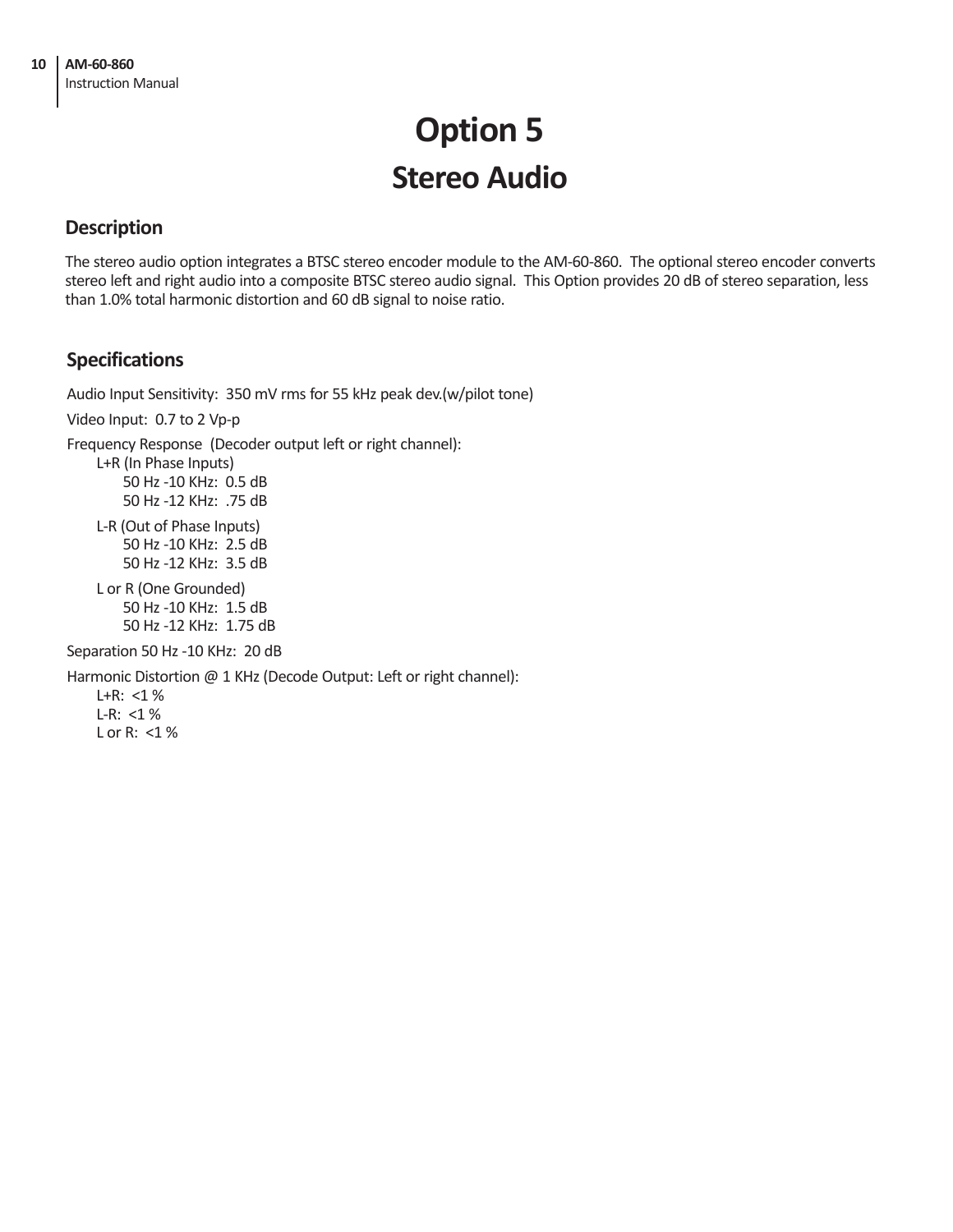# Option 5

## Stereo Audio

### Description

The stereo audio option integrates a BTSC stereo encoder module to the AM-60-860. The optional stereo encoder converts stereo left and right audio into a composite BTSC stereo audio signal. This Option provides 20 dB of stereo separation, less than 1.0% total harmonic distortion and 60 dB signal to noise ratio.

### Specifications

Audio Input Sensitivity: 350 mV rms for 55 kHz peak dev.(w/pilot tone)

Video Input: 0.7 to 2 Vp-p

Frequency Response (Decoder output left or right channel):

- L+R (In Phase Inputs)
  - 50 Hz -10 KHz: 0.5 dB
  - 50 Hz -12 KHz: .75 dB
- L-R (Out of Phase Inputs)
  - 50 Hz -10 KHz: 2.5 dB
  - 50 Hz -12 KHz: 3.5 dB
- L or R (One Grounded)
  - 50 Hz -10 KHz: 1.5 dB
  - 50 Hz -12 KHz: 1.75 dB

Separation 50 Hz -10 KHz: 20 dB

Harmonic Distortion @ 1 KHz (Decode Output: Left or right channel):

- L+R: <1 %
- L-R: <1 %
- L or R: <1 %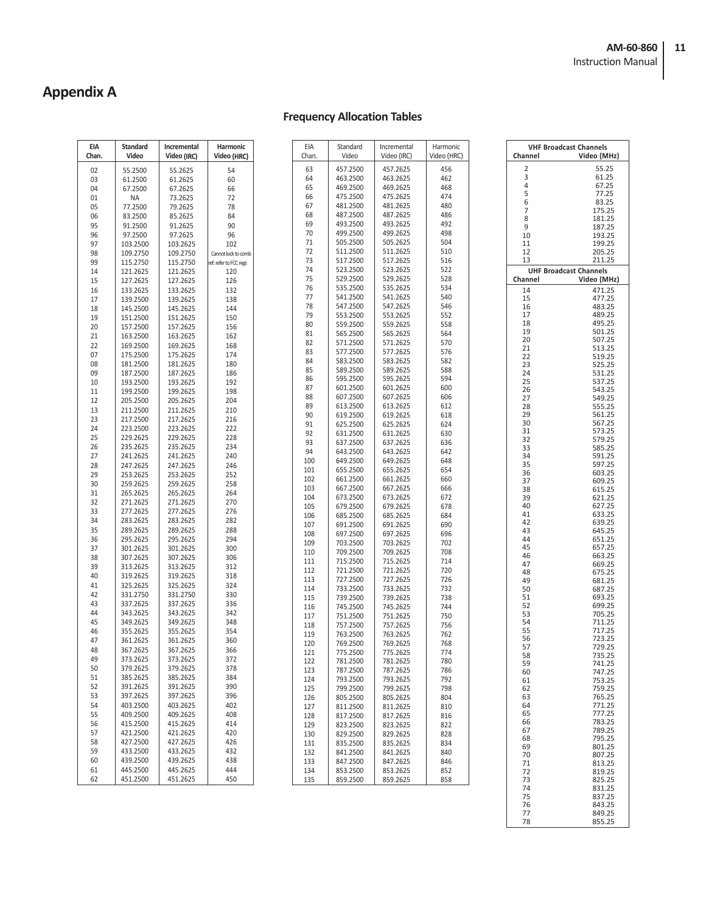## Appendix A

### Frequency Allocation Tables

| EIA Chan. | Standard Video | Incremental Video (IRC) | Harmonic Video (HRC) |
|---|---|---|---|
| 02 | 55.2500 | 55.2625 | 54 |
| 03 | 61.2500 | 61.2625 | 60 |
| 04 | 67.2500 | 67.2625 | 66 |
| 01 | NA | 73.2625 | 72 |
| 05 | 77.2500 | 79.2625 | 78 |
| 06 | 83.2500 | 85.2625 | 84 |
| 95 | 91.2500 | 91.2625 | 90 |
| 96 | 97.2500 | 97.2625 | 96 |
| 97 | 103.2500 | 103.2625 | 102 |
| 98 | 109.2750 | 109.2750 | Cannot lock to comb |
| 99 | 115.2750 | 115.2750 | ref: refer to FCC regs |
| 14 | 121.2625 | 121.2625 | 120 |
| 15 | 127.2625 | 127.2625 | 126 |
| 16 | 133.2625 | 133.2625 | 132 |
| 17 | 139.2500 | 139.2625 | 138 |
| 18 | 145.2500 | 145.2625 | 144 |
| 19 | 151.2500 | 151.2625 | 150 |
| 20 | 157.2500 | 157.2625 | 156 |
| 21 | 163.2500 | 163.2625 | 162 |
| 22 | 169.2500 | 169.2625 | 168 |
| 07 | 175.2500 | 175.2625 | 174 |
| 08 | 181.2500 | 181.2625 | 180 |
| 09 | 187.2500 | 187.2625 | 186 |
| 10 | 193.2500 | 193.2625 | 192 |
| 11 | 199.2500 | 199.2625 | 198 |
| 12 | 205.2500 | 205.2625 | 204 |
| 13 | 211.2500 | 211.2625 | 210 |
| 23 | 217.2500 | 217.2625 | 216 |
| 24 | 223.2500 | 223.2625 | 222 |
| 25 | 229.2625 | 229.2625 | 228 |
| 26 | 235.2625 | 235.2625 | 234 |
| 27 | 241.2625 | 241.2625 | 240 |
| 28 | 247.2625 | 247.2625 | 246 |
| 29 | 253.2625 | 253.2625 | 252 |
| 30 | 259.2625 | 259.2625 | 258 |
| 31 | 265.2625 | 265.2625 | 264 |
| 32 | 271.2625 | 271.2625 | 270 |
| 33 | 277.2625 | 277.2625 | 276 |
| 34 | 283.2625 | 283.2625 | 282 |
| 35 | 289.2625 | 289.2625 | 288 |
| 36 | 295.2625 | 295.2625 | 294 |
| 37 | 301.2625 | 301.2625 | 300 |
| 38 | 307.2625 | 307.2625 | 306 |
| 39 | 313.2625 | 313.2625 | 312 |
| 40 | 319.2625 | 319.2625 | 318 |
| 41 | 325.2625 | 325.2625 | 324 |
| 42 | 331.2750 | 331.2750 | 330 |
| 43 | 337.2625 | 337.2625 | 336 |
| 44 | 343.2625 | 343.2625 | 342 |
| 45 | 349.2625 | 349.2625 | 348 |
| 46 | 355.2625 | 355.2625 | 354 |
| 47 | 361.2625 | 361.2625 | 360 |
| 48 | 367.2625 | 367.2625 | 366 |
| 49 | 373.2625 | 373.2625 | 372 |
| 50 | 379.2625 | 379.2625 | 378 |
| 51 | 385.2625 | 385.2625 | 384 |
| 52 | 391.2625 | 391.2625 | 390 |
| 53 | 397.2625 | 397.2625 | 396 |
| 54 | 403.2500 | 403.2625 | 402 |
| 55 | 409.2500 | 409.2625 | 408 |
| 56 | 415.2500 | 415.2625 | 414 |
| 57 | 421.2500 | 421.2625 | 420 |
| 58 | 427.2500 | 427.2625 | 426 |
| 59 | 433.2500 | 433.2625 | 432 |
| 60 | 439.2500 | 439.2625 | 438 |
| 61 | 445.2500 | 445.2625 | 444 |
| 62 | 451.2500 | 451.2625 | 450 |
| 63 | 457.2500 | 457.2625 | 456 |
| 64 | 463.2500 | 463.2625 | 462 |
| 65 | 469.2500 | 469.2625 | 468 |
| 66 | 475.2500 | 475.2625 | 474 |
| 67 | 481.2500 | 481.2625 | 480 |
| 68 | 487.2500 | 487.2625 | 486 |
| 69 | 493.2500 | 493.2625 | 492 |
| 70 | 499.2500 | 499.2625 | 498 |
| 71 | 505.2500 | 505.2625 | 504 |
| 72 | 511.2500 | 511.2625 | 510 |
| 73 | 517.2500 | 517.2625 | 516 |
| 74 | 523.2500 | 523.2625 | 522 |
| 75 | 529.2500 | 529.2625 | 528 |
| 76 | 535.2500 | 535.2625 | 534 |
| 77 | 541.2500 | 541.2625 | 540 |
| 78 | 547.2500 | 547.2625 | 546 |
| 79 | 553.2500 | 553.2625 | 552 |
| 80 | 559.2500 | 559.2625 | 558 |
| 81 | 565.2500 | 565.2625 | 564 |
| 82 | 571.2500 | 571.2625 | 570 |
| 83 | 577.2500 | 577.2625 | 576 |
| 84 | 583.2500 | 583.2625 | 582 |
| 85 | 589.2500 | 589.2625 | 588 |
| 86 | 595.2500 | 595.2625 | 594 |
| 87 | 601.2500 | 601.2625 | 600 |
| 88 | 607.2500 | 607.2625 | 606 |
| 89 | 613.2500 | 613.2625 | 612 |
| 90 | 619.2500 | 619.2625 | 618 |
| 91 | 625.2500 | 625.2625 | 624 |
| 92 | 631.2500 | 631.2625 | 630 |
| 93 | 637.2500 | 637.2625 | 636 |
| 94 | 643.2500 | 643.2625 | 642 |
| 100 | 649.2500 | 649.2625 | 648 |
| 101 | 655.2500 | 655.2625 | 654 |
| 102 | 661.2500 | 661.2625 | 660 |
| 103 | 667.2500 | 667.2625 | 666 |
| 104 | 673.2500 | 673.2625 | 672 |
| 105 | 679.2500 | 679.2625 | 678 |
| 106 | 685.2500 | 685.2625 | 684 |
| 107 | 691.2500 | 691.2625 | 690 |
| 108 | 697.2500 | 697.2625 | 696 |
| 109 | 703.2500 | 703.2625 | 702 |
| 110 | 709.2500 | 709.2625 | 708 |
| 111 | 715.2500 | 715.2625 | 714 |
| 112 | 721.2500 | 721.2625 | 720 |
| 113 | 727.2500 | 727.2625 | 726 |
| 114 | 733.2500 | 733.2625 | 732 |
| 115 | 739.2500 | 739.2625 | 738 |
| 116 | 745.2500 | 745.2625 | 744 |
| 117 | 751.2500 | 751.2625 | 750 |
| 118 | 757.2500 | 757.2625 | 756 |
| 119 | 763.2500 | 763.2625 | 762 |
| 120 | 769.2500 | 769.2625 | 768 |
| 121 | 775.2500 | 775.2625 | 774 |
| 122 | 781.2500 | 781.2625 | 780 |
| 123 | 787.2500 | 787.2625 | 786 |
| 124 | 793.2500 | 793.2625 | 792 |
| 125 | 799.2500 | 799.2625 | 798 |
| 126 | 805.2500 | 805.2625 | 804 |
| 127 | 811.2500 | 811.2625 | 810 |
| 128 | 817.2500 | 817.2625 | 816 |
| 129 | 823.2500 | 823.2625 | 822 |
| 130 | 829.2500 | 829.2625 | 828 |
| 131 | 835.2500 | 835.2625 | 834 |
| 132 | 841.2500 | 841.2625 | 840 |
| 133 | 847.2500 | 847.2625 | 846 |
| 134 | 853.2500 | 853.2625 | 852 |
| 135 | 859.2500 | 859.2625 | 858 |

| VHF Broadcast Channels | |
|---|---|
| **Channel** | **Video (MHz)** |
| 2 | 55.25 |
| 3 | 61.25 |
| 4 | 67.25 |
| 5 | 77.25 |
| 6 | 83.25 |
| 7 | 175.25 |
| 8 | 181.25 |
| 9 | 187.25 |
| 10 | 193.25 |
| 11 | 199.25 |
| 12 | 205.25 |
| 13 | 211.25 |

| UHF Broadcast Channels | |
|---|---|
| **Channel** | **Video (MHz)** |
| 14 | 471.25 |
| 15 | 477.25 |
| 16 | 483.25 |
| 17 | 489.25 |
| 18 | 495.25 |
| 19 | 501.25 |
| 20 | 507.25 |
| 21 | 513.25 |
| 22 | 519.25 |
| 23 | 525.25 |
| 24 | 531.25 |
| 25 | 537.25 |
| 26 | 543.25 |
| 27 | 549.25 |
| 28 | 555.25 |
| 29 | 561.25 |
| 30 | 567.25 |
| 31 | 573.25 |
| 32 | 579.25 |
| 33 | 585.25 |
| 34 | 591.25 |
| 35 | 597.25 |
| 36 | 603.25 |
| 37 | 609.25 |
| 38 | 615.25 |
| 39 | 621.25 |
| 40 | 627.25 |
| 41 | 633.25 |
| 42 | 639.25 |
| 43 | 645.25 |
| 44 | 651.25 |
| 45 | 657.25 |
| 46 | 663.25 |
| 47 | 669.25 |
| 48 | 675.25 |
| 49 | 681.25 |
| 50 | 687.25 |
| 51 | 693.25 |
| 52 | 699.25 |
| 53 | 705.25 |
| 54 | 711.25 |
| 55 | 717.25 |
| 56 | 723.25 |
| 57 | 729.25 |
| 58 | 735.25 |
| 59 | 741.25 |
| 60 | 747.25 |
| 61 | 753.25 |
| 62 | 759.25 |
| 63 | 765.25 |
| 64 | 771.25 |
| 65 | 777.25 |
| 66 | 783.25 |
| 67 | 789.25 |
| 68 | 795.25 |
| 69 | 801.25 |
| 70 | 807.25 |
| 71 | 813.25 |
| 72 | 819.25 |
| 73 | 825.25 |
| 74 | 831.25 |
| 75 | 837.25 |
| 76 | 843.25 |
| 77 | 849.25 |
| 78 | 855.25 |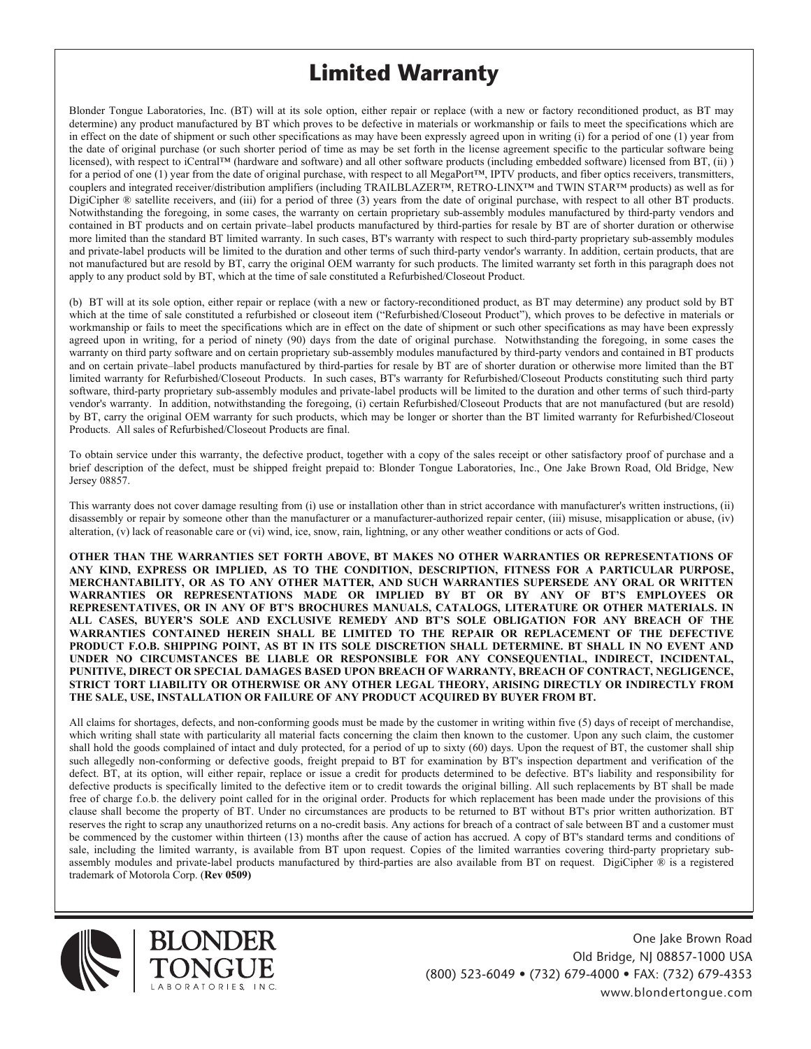# Limited Warranty

Blonder Tongue Laboratories, Inc. (BT) will at its sole option, either repair or replace (with a new or factory reconditioned product, as BT may determine) any product manufactured by BT which proves to be defective in materials or workmanship or fails to meet the specifications which are in effect on the date of shipment or such other specifications as may have been expressly agreed upon in writing (i) for a period of one (1) year from the date of original purchase (or such shorter period of time as may be set forth in the license agreement specific to the particular software being licensed), with respect to iCentral™ (hardware and software) and all other software products (including embedded software) licensed from BT, (ii) ) for a period of one (1) year from the date of original purchase, with respect to all MegaPort™, IPTV products, and fiber optics receivers, transmitters, couplers and integrated receiver/distribution amplifiers (including TRAILBLAZER™, RETRO-LINX™ and TWIN STAR™ products) as well as for DigiCipher ® satellite receivers, and (iii) for a period of three (3) years from the date of original purchase, with respect to all other BT products. Notwithstanding the foregoing, in some cases, the warranty on certain proprietary sub-assembly modules manufactured by third-party vendors and contained in BT products and on certain private–label products manufactured by third-parties for resale by BT are of shorter duration or otherwise more limited than the standard BT limited warranty. In such cases, BT's warranty with respect to such third-party proprietary sub-assembly modules and private-label products will be limited to the duration and other terms of such third-party vendor's warranty. In addition, certain products, that are not manufactured but are resold by BT, carry the original OEM warranty for such products. The limited warranty set forth in this paragraph does not apply to any product sold by BT, which at the time of sale constituted a Refurbished/Closeout Product.

(b) BT will at its sole option, either repair or replace (with a new or factory-reconditioned product, as BT may determine) any product sold by BT which at the time of sale constituted a refurbished or closeout item ("Refurbished/Closeout Product"), which proves to be defective in materials or workmanship or fails to meet the specifications which are in effect on the date of shipment or such other specifications as may have been expressly agreed upon in writing, for a period of ninety (90) days from the date of original purchase. Notwithstanding the foregoing, in some cases the warranty on third party software and on certain proprietary sub-assembly modules manufactured by third-party vendors and contained in BT products and on certain private–label products manufactured by third-parties for resale by BT are of shorter duration or otherwise more limited than the BT limited warranty for Refurbished/Closeout Products. In such cases, BT's warranty for Refurbished/Closeout Products constituting such third party software, third-party proprietary sub-assembly modules and private-label products will be limited to the duration and other terms of such third-party vendor's warranty. In addition, notwithstanding the foregoing, (i) certain Refurbished/Closeout Products that are not manufactured (but are resold) by BT, carry the original OEM warranty for such products, which may be longer or shorter than the BT limited warranty for Refurbished/Closeout Products. All sales of Refurbished/Closeout Products are final.

To obtain service under this warranty, the defective product, together with a copy of the sales receipt or other satisfactory proof of purchase and a brief description of the defect, must be shipped freight prepaid to: Blonder Tongue Laboratories, Inc., One Jake Brown Road, Old Bridge, New Jersey 08857.

This warranty does not cover damage resulting from (i) use or installation other than in strict accordance with manufacturer's written instructions, (ii) disassembly or repair by someone other than the manufacturer or a manufacturer-authorized repair center, (iii) misuse, misapplication or abuse, (iv) alteration, (v) lack of reasonable care or (vi) wind, ice, snow, rain, lightning, or any other weather conditions or acts of God.

**OTHER THAN THE WARRANTIES SET FORTH ABOVE, BT MAKES NO OTHER WARRANTIES OR REPRESENTATIONS OF ANY KIND, EXPRESS OR IMPLIED, AS TO THE CONDITION, DESCRIPTION, FITNESS FOR A PARTICULAR PURPOSE, MERCHANTABILITY, OR AS TO ANY OTHER MATTER, AND SUCH WARRANTIES SUPERSEDE ANY ORAL OR WRITTEN WARRANTIES OR REPRESENTATIONS MADE OR IMPLIED BY BT OR BY ANY OF BT'S EMPLOYEES OR REPRESENTATIVES, OR IN ANY OF BT'S BROCHURES MANUALS, CATALOGS, LITERATURE OR OTHER MATERIALS. IN ALL CASES, BUYER'S SOLE AND EXCLUSIVE REMEDY AND BT'S SOLE OBLIGATION FOR ANY BREACH OF THE WARRANTIES CONTAINED HEREIN SHALL BE LIMITED TO THE REPAIR OR REPLACEMENT OF THE DEFECTIVE PRODUCT F.O.B. SHIPPING POINT, AS BT IN ITS SOLE DISCRETION SHALL DETERMINE. BT SHALL IN NO EVENT AND UNDER NO CIRCUMSTANCES BE LIABLE OR RESPONSIBLE FOR ANY CONSEQUENTIAL, INDIRECT, INCIDENTAL, PUNITIVE, DIRECT OR SPECIAL DAMAGES BASED UPON BREACH OF WARRANTY, BREACH OF CONTRACT, NEGLIGENCE, STRICT TORT LIABILITY OR OTHERWISE OR ANY OTHER LEGAL THEORY, ARISING DIRECTLY OR INDIRECTLY FROM THE SALE, USE, INSTALLATION OR FAILURE OF ANY PRODUCT ACQUIRED BY BUYER FROM BT.**

All claims for shortages, defects, and non-conforming goods must be made by the customer in writing within five (5) days of receipt of merchandise, which writing shall state with particularity all material facts concerning the claim then known to the customer. Upon any such claim, the customer shall hold the goods complained of intact and duly protected, for a period of up to sixty (60) days. Upon the request of BT, the customer shall ship such allegedly non-conforming or defective goods, freight prepaid to BT for examination by BT's inspection department and verification of the defect. BT, at its option, will either repair, replace or issue a credit for products determined to be defective. BT's liability and responsibility for defective products is specifically limited to the defective item or to credit towards the original billing. All such replacements by BT shall be made free of charge f.o.b. the delivery point called for in the original order. Products for which replacement has been made under the provisions of this clause shall become the property of BT. Under no circumstances are products to be returned to BT without BT's prior written authorization. BT reserves the right to scrap any unauthorized returns on a no-credit basis. Any actions for breach of a contract of sale between BT and a customer must be commenced by the customer within thirteen (13) months after the cause of action has accrued. A copy of BT's standard terms and conditions of sale, including the limited warranty, is available from BT upon request. Copies of the limited warranties covering third-party proprietary sub-assembly modules and private-label products manufactured by third-parties are also available from BT on request. DigiCipher ® is a registered trademark of Motorola Corp. (**Rev 0509)**

BLONDER TONGUE LABORATORIES, INC.

One Jake Brown Road
Old Bridge, NJ 08857-1000 USA
(800) 523-6049 • (732) 679-4000 • FAX: (732) 679-4353
www.blondertongue.com